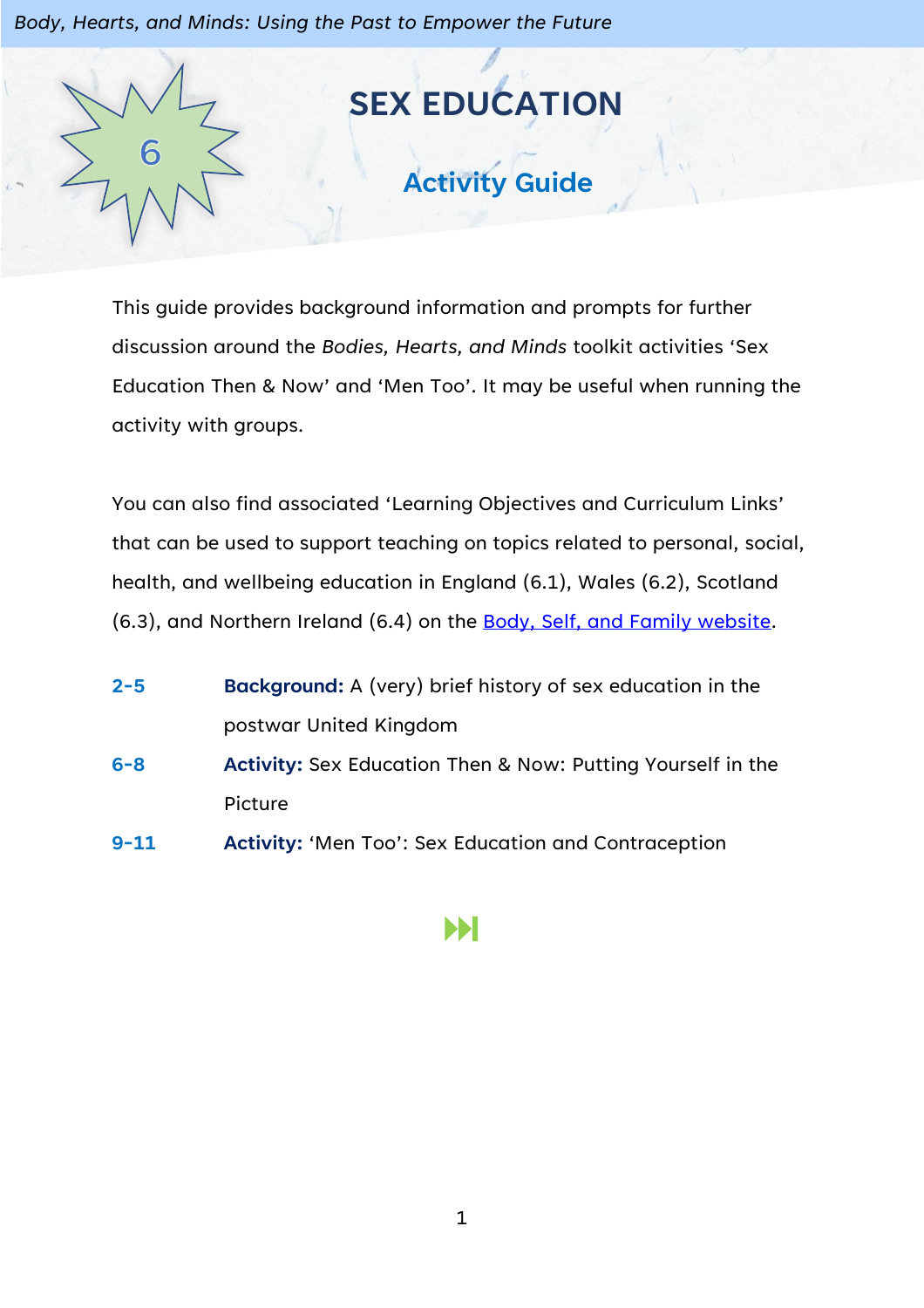# SEX EDUCATION

## Activity Guide

6

This guide provides background information and prompts for further discussion around the *Bodies, Hearts, and Minds* toolkit activities 'Sex Education Then & Now' and 'Men Too'. It may be useful when running the activity with groups.

You can also find associated 'Learning Objectives and Curriculum Links' that can be used to support teaching on topics related to personal, social, health, and wellbeing education in England (6.1), Wales (6.2), Scotland (6.3), and Northern Ireland (6.4) on the [Body, Self, and Family website](#).

**2-5** **Background:** A (very) brief history of sex education in the postwar United Kingdom

**6-8** **Activity:** Sex Education Then & Now: Putting Yourself in the Picture

**9-11** **Activity:** 'Men Too': Sex Education and Contraception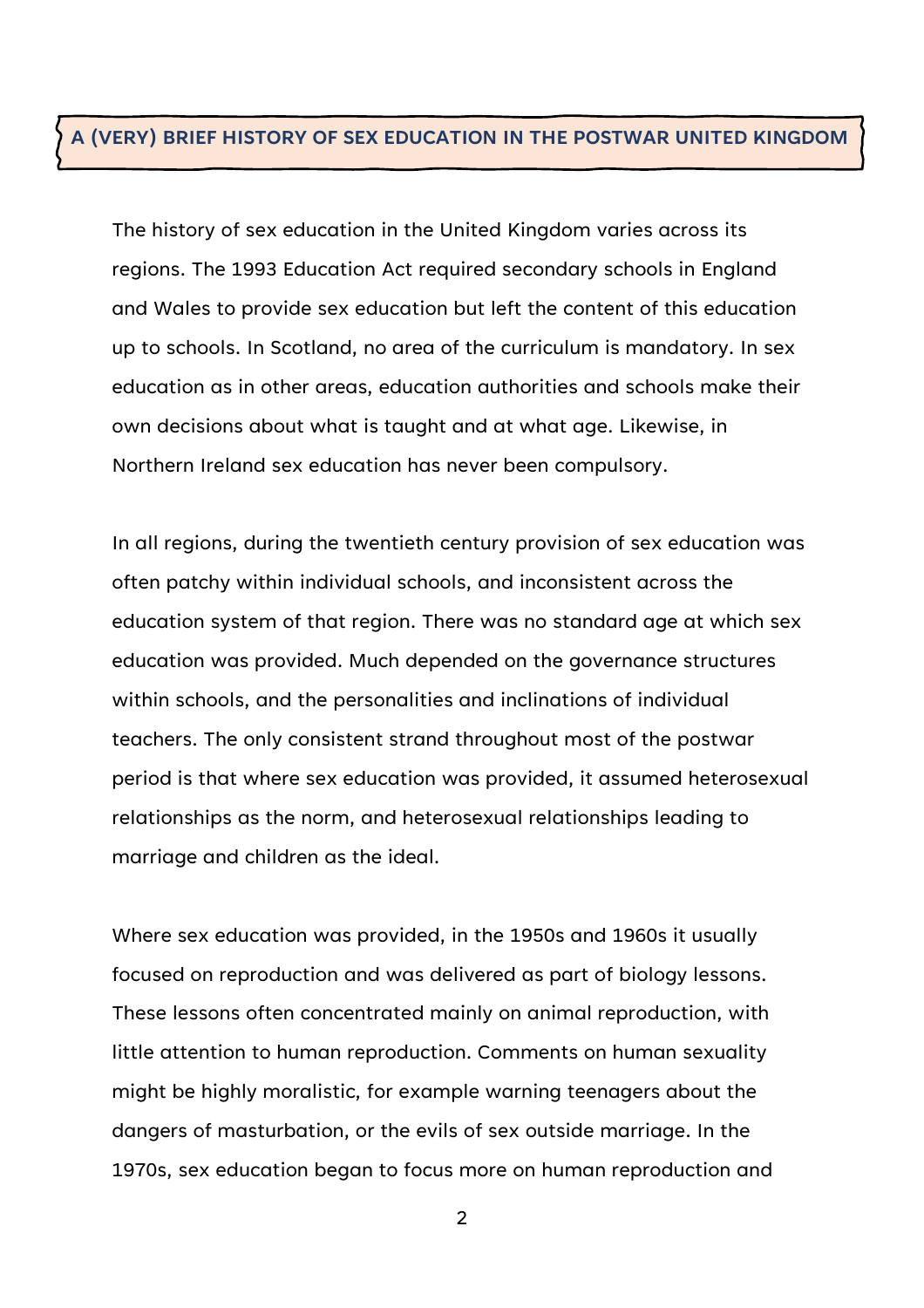## A (VERY) BRIEF HISTORY OF SEX EDUCATION IN THE POSTWAR UNITED KINGDOM

The history of sex education in the United Kingdom varies across its regions. The 1993 Education Act required secondary schools in England and Wales to provide sex education but left the content of this education up to schools. In Scotland, no area of the curriculum is mandatory. In sex education as in other areas, education authorities and schools make their own decisions about what is taught and at what age. Likewise, in Northern Ireland sex education has never been compulsory.

In all regions, during the twentieth century provision of sex education was often patchy within individual schools, and inconsistent across the education system of that region. There was no standard age at which sex education was provided. Much depended on the governance structures within schools, and the personalities and inclinations of individual teachers. The only consistent strand throughout most of the postwar period is that where sex education was provided, it assumed heterosexual relationships as the norm, and heterosexual relationships leading to marriage and children as the ideal.

Where sex education was provided, in the 1950s and 1960s it usually focused on reproduction and was delivered as part of biology lessons. These lessons often concentrated mainly on animal reproduction, with little attention to human reproduction. Comments on human sexuality might be highly moralistic, for example warning teenagers about the dangers of masturbation, or the evils of sex outside marriage. In the 1970s, sex education began to focus more on human reproduction and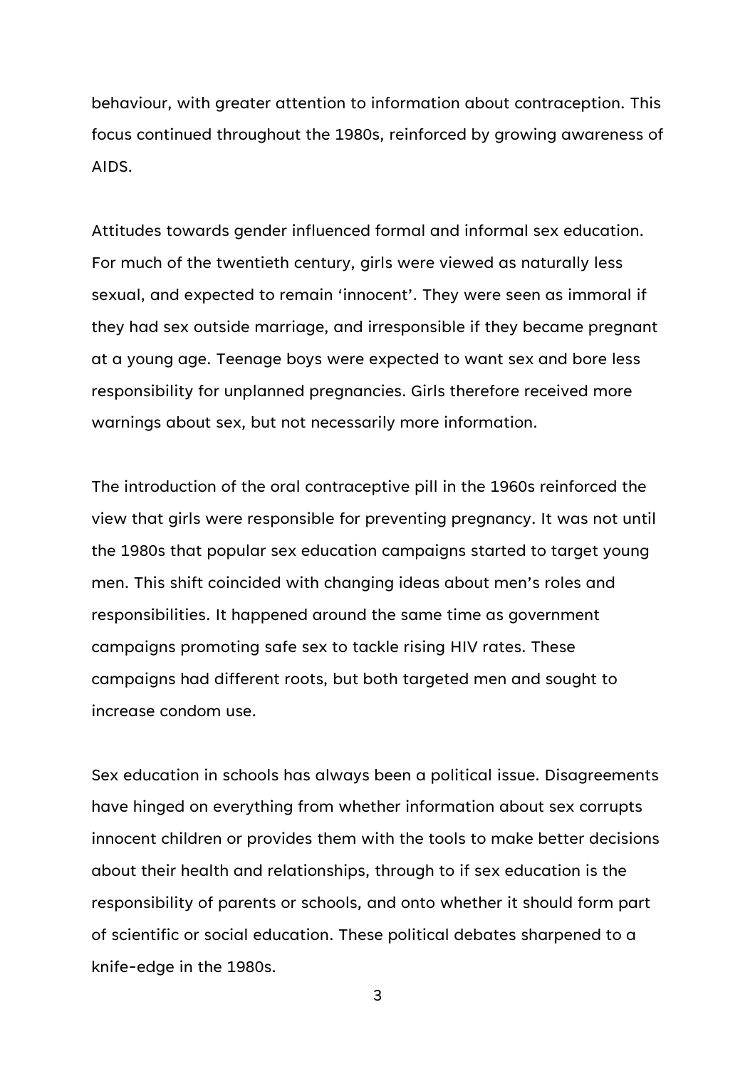behaviour, with greater attention to information about contraception. This focus continued throughout the 1980s, reinforced by growing awareness of AIDS.

Attitudes towards gender influenced formal and informal sex education. For much of the twentieth century, girls were viewed as naturally less sexual, and expected to remain 'innocent'. They were seen as immoral if they had sex outside marriage, and irresponsible if they became pregnant at a young age. Teenage boys were expected to want sex and bore less responsibility for unplanned pregnancies. Girls therefore received more warnings about sex, but not necessarily more information.

The introduction of the oral contraceptive pill in the 1960s reinforced the view that girls were responsible for preventing pregnancy. It was not until the 1980s that popular sex education campaigns started to target young men. This shift coincided with changing ideas about men's roles and responsibilities. It happened around the same time as government campaigns promoting safe sex to tackle rising HIV rates. These campaigns had different roots, but both targeted men and sought to increase condom use.

Sex education in schools has always been a political issue. Disagreements have hinged on everything from whether information about sex corrupts innocent children or provides them with the tools to make better decisions about their health and relationships, through to if sex education is the responsibility of parents or schools, and onto whether it should form part of scientific or social education. These political debates sharpened to a knife-edge in the 1980s.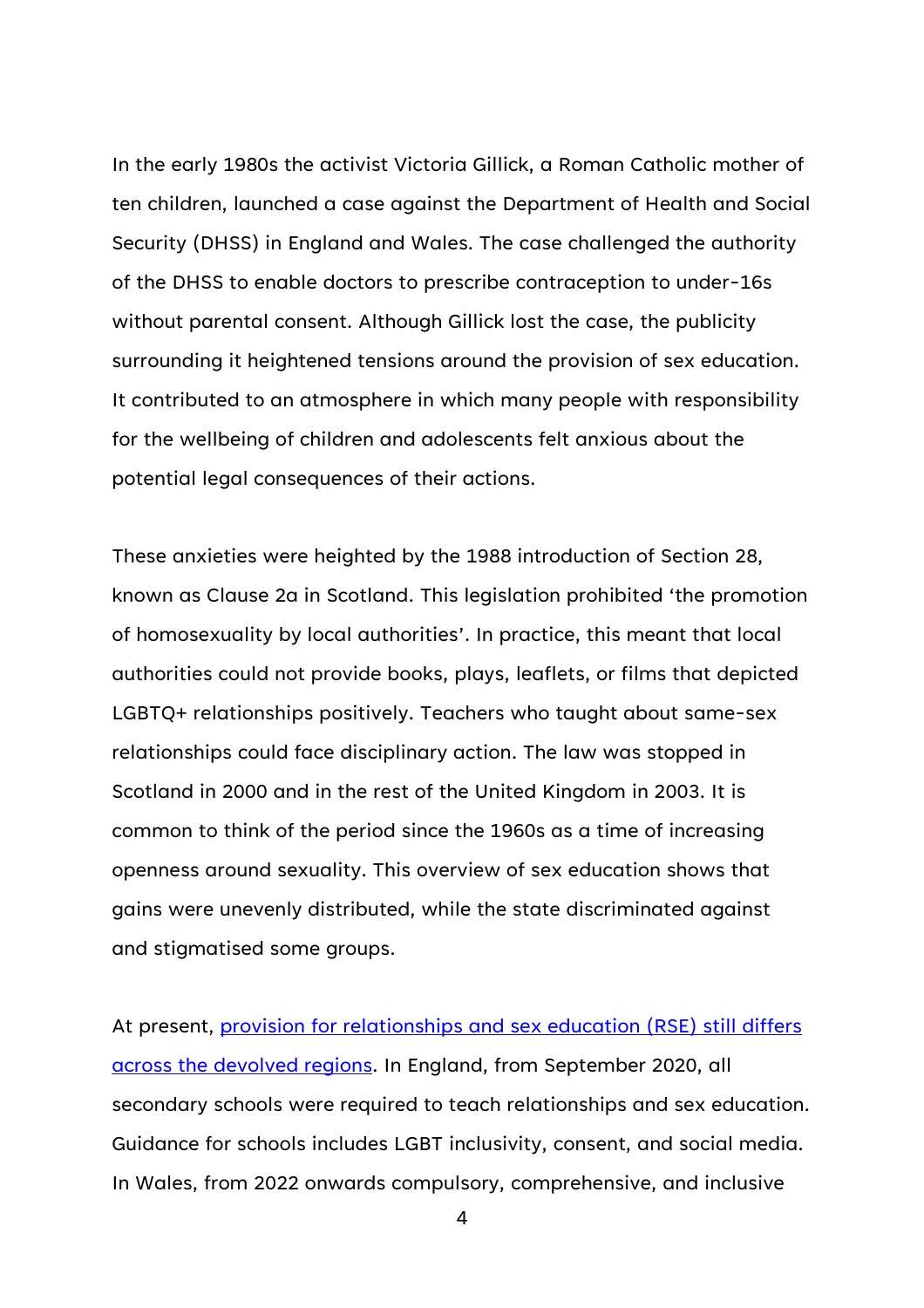In the early 1980s the activist Victoria Gillick, a Roman Catholic mother of ten children, launched a case against the Department of Health and Social Security (DHSS) in England and Wales. The case challenged the authority of the DHSS to enable doctors to prescribe contraception to under-16s without parental consent. Although Gillick lost the case, the publicity surrounding it heightened tensions around the provision of sex education. It contributed to an atmosphere in which many people with responsibility for the wellbeing of children and adolescents felt anxious about the potential legal consequences of their actions.

These anxieties were heighted by the 1988 introduction of Section 28, known as Clause 2a in Scotland. This legislation prohibited 'the promotion of homosexuality by local authorities'. In practice, this meant that local authorities could not provide books, plays, leaflets, or films that depicted LGBTQ+ relationships positively. Teachers who taught about same-sex relationships could face disciplinary action. The law was stopped in Scotland in 2000 and in the rest of the United Kingdom in 2003. It is common to think of the period since the 1960s as a time of increasing openness around sexuality. This overview of sex education shows that gains were unevenly distributed, while the state discriminated against and stigmatised some groups.

At present, [provision for relationships and sex education (RSE) still differs across the devolved regions](). In England, from September 2020, all secondary schools were required to teach relationships and sex education. Guidance for schools includes LGBT inclusivity, consent, and social media. In Wales, from 2022 onwards compulsory, comprehensive, and inclusive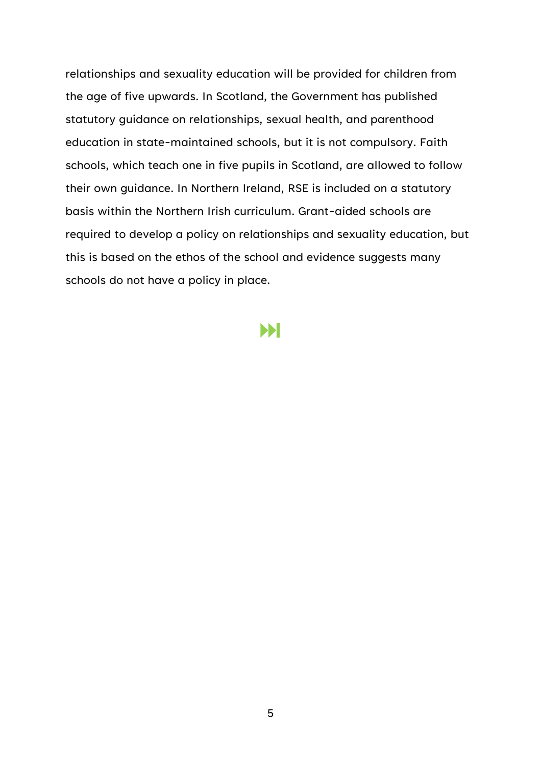relationships and sexuality education will be provided for children from the age of five upwards. In Scotland, the Government has published statutory guidance on relationships, sexual health, and parenthood education in state-maintained schools, but it is not compulsory. Faith schools, which teach one in five pupils in Scotland, are allowed to follow their own guidance. In Northern Ireland, RSE is included on a statutory basis within the Northern Irish curriculum. Grant-aided schools are required to develop a policy on relationships and sexuality education, but this is based on the ethos of the school and evidence suggests many schools do not have a policy in place.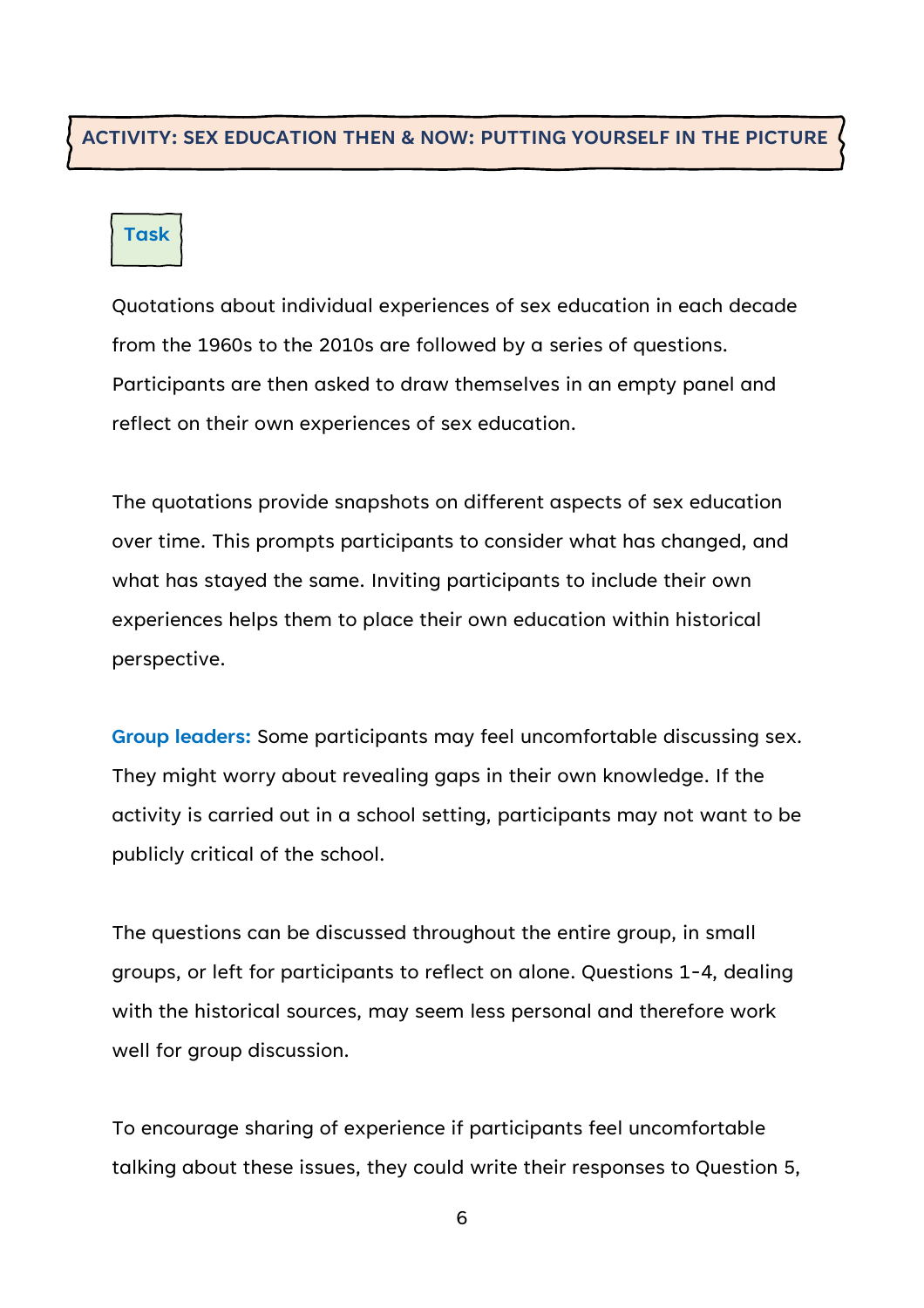## ACTIVITY: SEX EDUCATION THEN & NOW: PUTTING YOURSELF IN THE PICTURE

### Task

Quotations about individual experiences of sex education in each decade from the 1960s to the 2010s are followed by a series of questions. Participants are then asked to draw themselves in an empty panel and reflect on their own experiences of sex education.

The quotations provide snapshots on different aspects of sex education over time. This prompts participants to consider what has changed, and what has stayed the same. Inviting participants to include their own experiences helps them to place their own education within historical perspective.

**Group leaders:** Some participants may feel uncomfortable discussing sex. They might worry about revealing gaps in their own knowledge. If the activity is carried out in a school setting, participants may not want to be publicly critical of the school.

The questions can be discussed throughout the entire group, in small groups, or left for participants to reflect on alone. Questions 1-4, dealing with the historical sources, may seem less personal and therefore work well for group discussion.

To encourage sharing of experience if participants feel uncomfortable talking about these issues, they could write their responses to Question 5,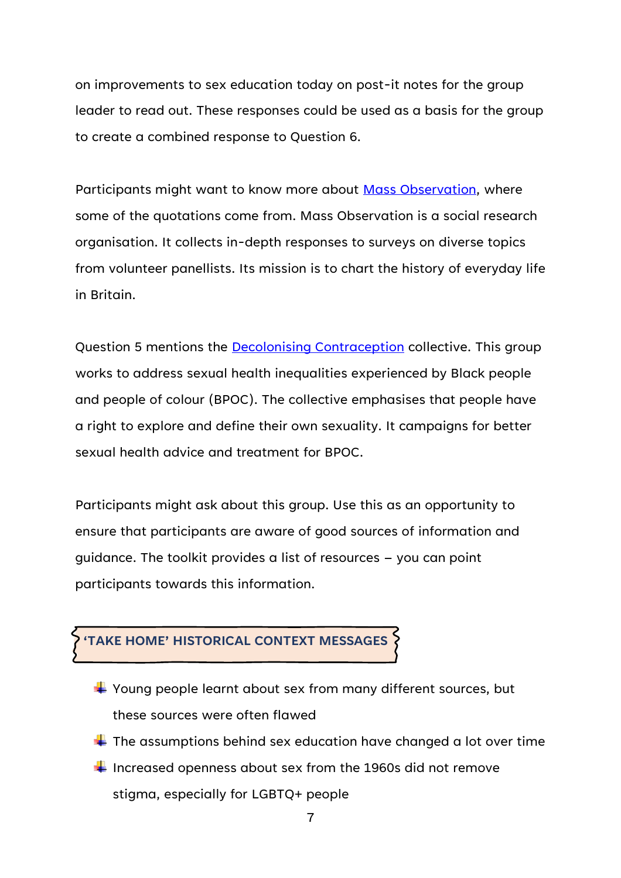on improvements to sex education today on post-it notes for the group leader to read out. These responses could be used as a basis for the group to create a combined response to Question 6.

Participants might want to know more about Mass Observation, where some of the quotations come from. Mass Observation is a social research organisation. It collects in-depth responses to surveys on diverse topics from volunteer panellists. Its mission is to chart the history of everyday life in Britain.

Question 5 mentions the Decolonising Contraception collective. This group works to address sexual health inequalities experienced by Black people and people of colour (BPOC). The collective emphasises that people have a right to explore and define their own sexuality. It campaigns for better sexual health advice and treatment for BPOC.

Participants might ask about this group. Use this as an opportunity to ensure that participants are aware of good sources of information and guidance. The toolkit provides a list of resources – you can point participants towards this information.

## 'TAKE HOME' HISTORICAL CONTEXT MESSAGES

- Young people learnt about sex from many different sources, but these sources were often flawed
- The assumptions behind sex education have changed a lot over time
- Increased openness about sex from the 1960s did not remove stigma, especially for LGBTQ+ people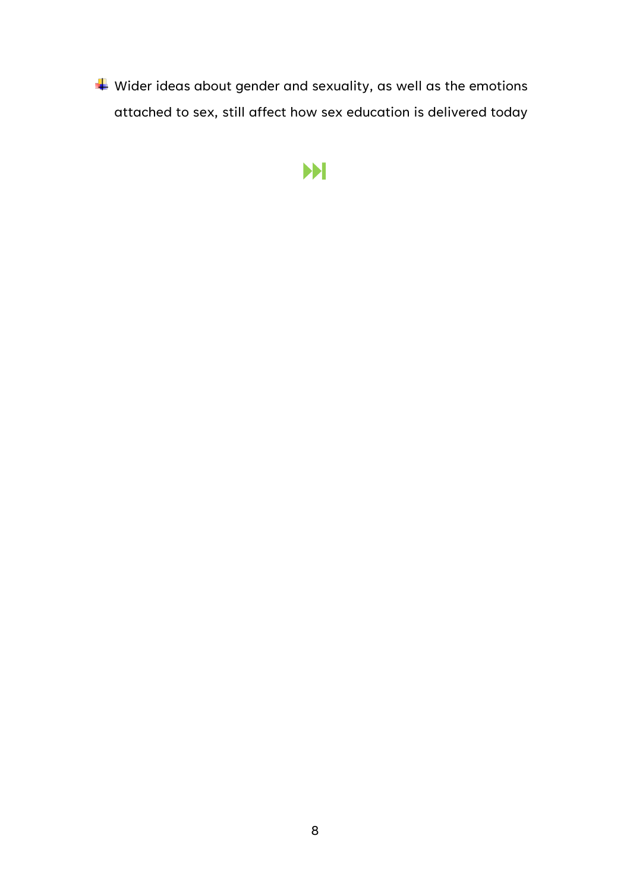- Wider ideas about gender and sexuality, as well as the emotions attached to sex, still affect how sex education is delivered today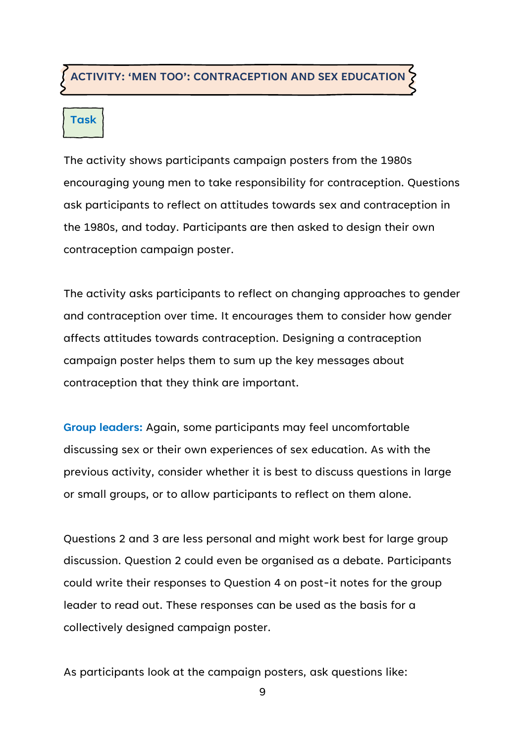## ACTIVITY: 'MEN TOO': CONTRACEPTION AND SEX EDUCATION

### Task

The activity shows participants campaign posters from the 1980s encouraging young men to take responsibility for contraception. Questions ask participants to reflect on attitudes towards sex and contraception in the 1980s, and today. Participants are then asked to design their own contraception campaign poster.

The activity asks participants to reflect on changing approaches to gender and contraception over time. It encourages them to consider how gender affects attitudes towards contraception. Designing a contraception campaign poster helps them to sum up the key messages about contraception that they think are important.

**Group leaders:** Again, some participants may feel uncomfortable discussing sex or their own experiences of sex education. As with the previous activity, consider whether it is best to discuss questions in large or small groups, or to allow participants to reflect on them alone.

Questions 2 and 3 are less personal and might work best for large group discussion. Question 2 could even be organised as a debate. Participants could write their responses to Question 4 on post-it notes for the group leader to read out. These responses can be used as the basis for a collectively designed campaign poster.

As participants look at the campaign posters, ask questions like: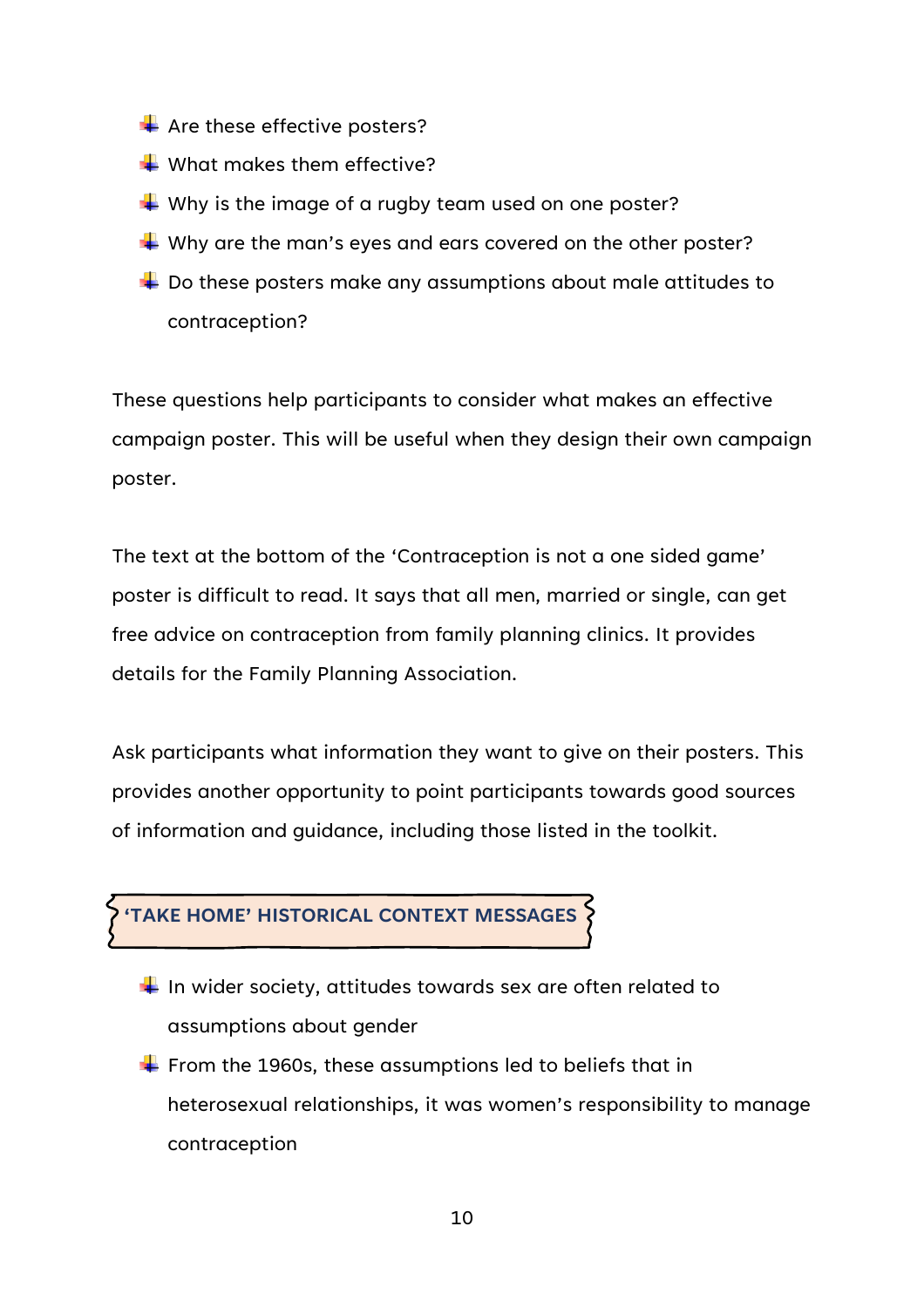- Are these effective posters?
- What makes them effective?
- Why is the image of a rugby team used on one poster?
- Why are the man's eyes and ears covered on the other poster?
- Do these posters make any assumptions about male attitudes to contraception?

These questions help participants to consider what makes an effective campaign poster. This will be useful when they design their own campaign poster.

The text at the bottom of the 'Contraception is not a one sided game' poster is difficult to read. It says that all men, married or single, can get free advice on contraception from family planning clinics. It provides details for the Family Planning Association.

Ask participants what information they want to give on their posters. This provides another opportunity to point participants towards good sources of information and guidance, including those listed in the toolkit.

## 'TAKE HOME' HISTORICAL CONTEXT MESSAGES

- In wider society, attitudes towards sex are often related to assumptions about gender
- From the 1960s, these assumptions led to beliefs that in heterosexual relationships, it was women's responsibility to manage contraception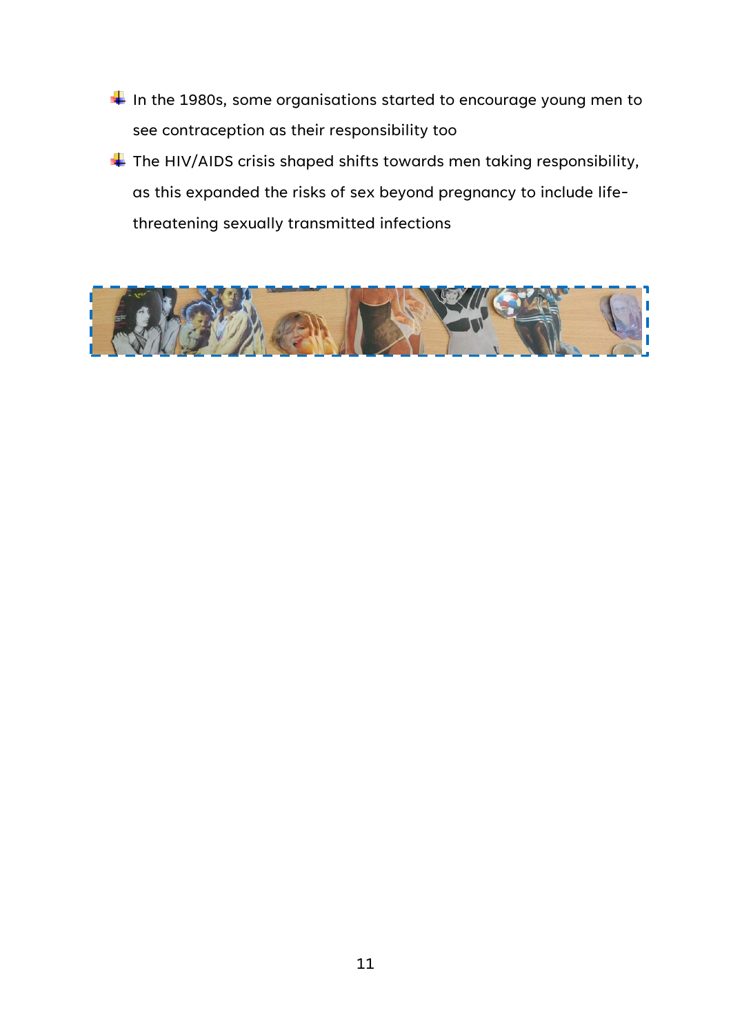- In the 1980s, some organisations started to encourage young men to see contraception as their responsibility too
- The HIV/AIDS crisis shaped shifts towards men taking responsibility, as this expanded the risks of sex beyond pregnancy to include life-threatening sexually transmitted infections